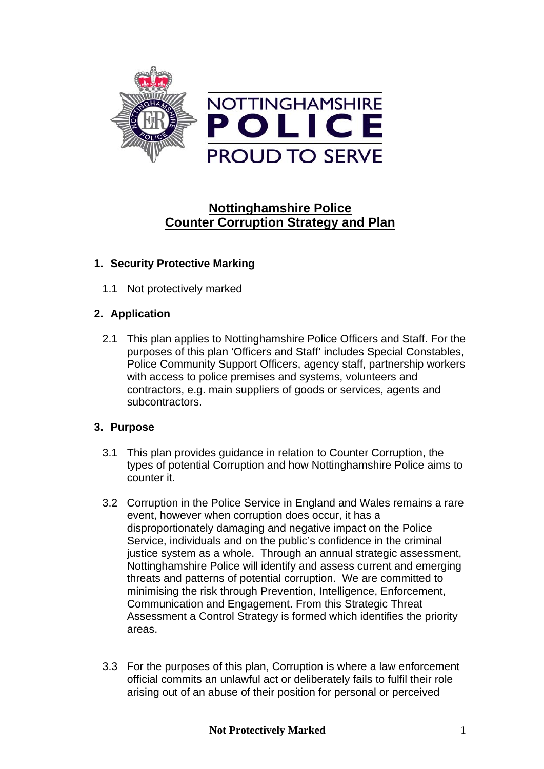# Nottinghamshire Police
# Counter Corruption Strategy and Plan

## 1. Security Protective Marking

1.1 Not protectively marked

## 2. Application

2.1 This plan applies to Nottinghamshire Police Officers and Staff. For the purposes of this plan 'Officers and Staff' includes Special Constables, Police Community Support Officers, agency staff, partnership workers with access to police premises and systems, volunteers and contractors, e.g. main suppliers of goods or services, agents and subcontractors.

## 3. Purpose

3.1 This plan provides guidance in relation to Counter Corruption, the types of potential Corruption and how Nottinghamshire Police aims to counter it.

3.2 Corruption in the Police Service in England and Wales remains a rare event, however when corruption does occur, it has a disproportionately damaging and negative impact on the Police Service, individuals and on the public's confidence in the criminal justice system as a whole. Through an annual strategic assessment, Nottinghamshire Police will identify and assess current and emerging threats and patterns of potential corruption. We are committed to minimising the risk through Prevention, Intelligence, Enforcement, Communication and Engagement. From this Strategic Threat Assessment a Control Strategy is formed which identifies the priority areas.

3.3 For the purposes of this plan, Corruption is where a law enforcement official commits an unlawful act or deliberately fails to fulfil their role arising out of an abuse of their position for personal or perceived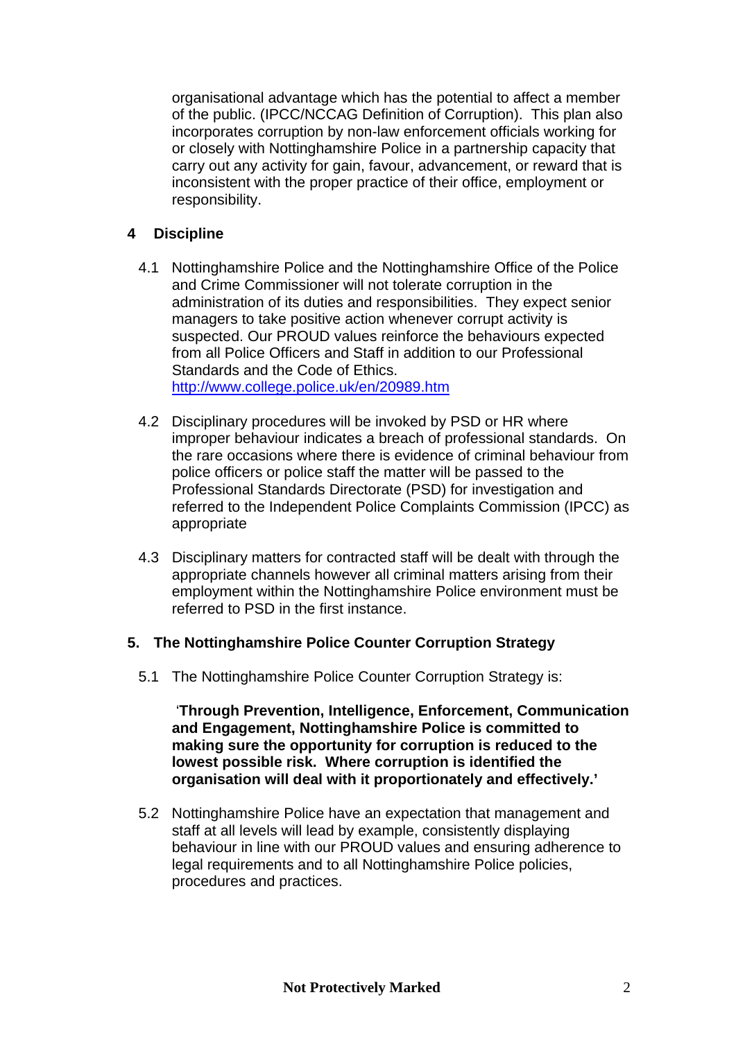organisational advantage which has the potential to affect a member of the public. (IPCC/NCCAG Definition of Corruption). This plan also incorporates corruption by non-law enforcement officials working for or closely with Nottinghamshire Police in a partnership capacity that carry out any activity for gain, favour, advancement, or reward that is inconsistent with the proper practice of their office, employment or responsibility.

## 4 Discipline

4.1 Nottinghamshire Police and the Nottinghamshire Office of the Police and Crime Commissioner will not tolerate corruption in the administration of its duties and responsibilities. They expect senior managers to take positive action whenever corrupt activity is suspected. Our PROUD values reinforce the behaviours expected from all Police Officers and Staff in addition to our Professional Standards and the Code of Ethics. [http://www.college.police.uk/en/20989.htm](http://www.college.police.uk/en/20989.htm)

4.2 Disciplinary procedures will be invoked by PSD or HR where improper behaviour indicates a breach of professional standards. On the rare occasions where there is evidence of criminal behaviour from police officers or police staff the matter will be passed to the Professional Standards Directorate (PSD) for investigation and referred to the Independent Police Complaints Commission (IPCC) as appropriate

4.3 Disciplinary matters for contracted staff will be dealt with through the appropriate channels however all criminal matters arising from their employment within the Nottinghamshire Police environment must be referred to PSD in the first instance.

## 5. The Nottinghamshire Police Counter Corruption Strategy

5.1 The Nottinghamshire Police Counter Corruption Strategy is:

'**Through Prevention, Intelligence, Enforcement, Communication and Engagement, Nottinghamshire Police is committed to making sure the opportunity for corruption is reduced to the lowest possible risk. Where corruption is identified the organisation will deal with it proportionately and effectively.'**

5.2 Nottinghamshire Police have an expectation that management and staff at all levels will lead by example, consistently displaying behaviour in line with our PROUD values and ensuring adherence to legal requirements and to all Nottinghamshire Police policies, procedures and practices.

**Not Protectively Marked**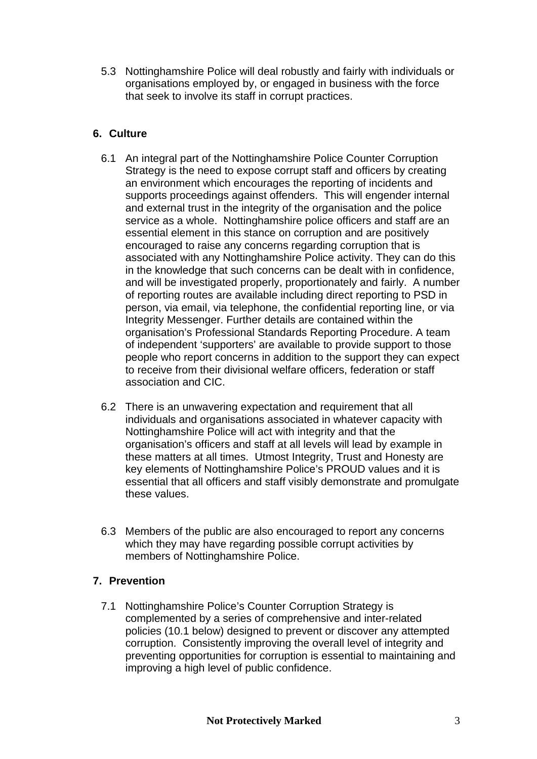5.3 Nottinghamshire Police will deal robustly and fairly with individuals or organisations employed by, or engaged in business with the force that seek to involve its staff in corrupt practices.

## 6. Culture

6.1 An integral part of the Nottinghamshire Police Counter Corruption Strategy is the need to expose corrupt staff and officers by creating an environment which encourages the reporting of incidents and supports proceedings against offenders. This will engender internal and external trust in the integrity of the organisation and the police service as a whole. Nottinghamshire police officers and staff are an essential element in this stance on corruption and are positively encouraged to raise any concerns regarding corruption that is associated with any Nottinghamshire Police activity. They can do this in the knowledge that such concerns can be dealt with in confidence, and will be investigated properly, proportionately and fairly. A number of reporting routes are available including direct reporting to PSD in person, via email, via telephone, the confidential reporting line, or via Integrity Messenger. Further details are contained within the organisation's Professional Standards Reporting Procedure. A team of independent 'supporters' are available to provide support to those people who report concerns in addition to the support they can expect to receive from their divisional welfare officers, federation or staff association and CIC.

6.2 There is an unwavering expectation and requirement that all individuals and organisations associated in whatever capacity with Nottinghamshire Police will act with integrity and that the organisation's officers and staff at all levels will lead by example in these matters at all times. Utmost Integrity, Trust and Honesty are key elements of Nottinghamshire Police's PROUD values and it is essential that all officers and staff visibly demonstrate and promulgate these values.

6.3 Members of the public are also encouraged to report any concerns which they may have regarding possible corrupt activities by members of Nottinghamshire Police.

## 7. Prevention

7.1 Nottinghamshire Police's Counter Corruption Strategy is complemented by a series of comprehensive and inter-related policies (10.1 below) designed to prevent or discover any attempted corruption. Consistently improving the overall level of integrity and preventing opportunities for corruption is essential to maintaining and improving a high level of public confidence.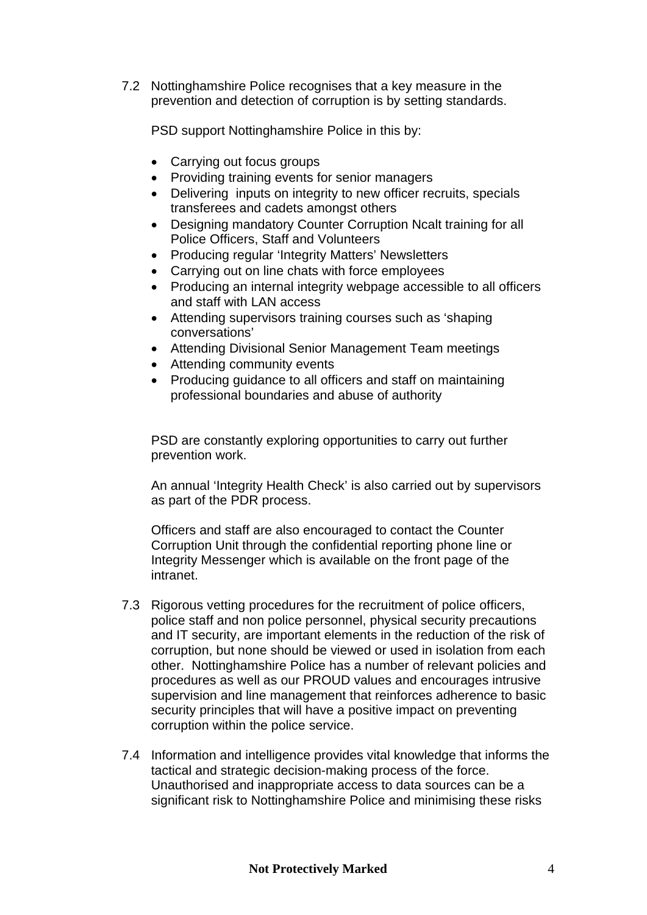7.2 Nottinghamshire Police recognises that a key measure in the prevention and detection of corruption is by setting standards.

PSD support Nottinghamshire Police in this by:

- Carrying out focus groups
- Providing training events for senior managers
- Delivering inputs on integrity to new officer recruits, specials transferees and cadets amongst others
- Designing mandatory Counter Corruption Ncalt training for all Police Officers, Staff and Volunteers
- Producing regular 'Integrity Matters' Newsletters
- Carrying out on line chats with force employees
- Producing an internal integrity webpage accessible to all officers and staff with LAN access
- Attending supervisors training courses such as 'shaping conversations'
- Attending Divisional Senior Management Team meetings
- Attending community events
- Producing guidance to all officers and staff on maintaining professional boundaries and abuse of authority

PSD are constantly exploring opportunities to carry out further prevention work.

An annual 'Integrity Health Check' is also carried out by supervisors as part of the PDR process.

Officers and staff are also encouraged to contact the Counter Corruption Unit through the confidential reporting phone line or Integrity Messenger which is available on the front page of the intranet.

7.3 Rigorous vetting procedures for the recruitment of police officers, police staff and non police personnel, physical security precautions and IT security, are important elements in the reduction of the risk of corruption, but none should be viewed or used in isolation from each other. Nottinghamshire Police has a number of relevant policies and procedures as well as our PROUD values and encourages intrusive supervision and line management that reinforces adherence to basic security principles that will have a positive impact on preventing corruption within the police service.

7.4 Information and intelligence provides vital knowledge that informs the tactical and strategic decision-making process of the force. Unauthorised and inappropriate access to data sources can be a significant risk to Nottinghamshire Police and minimising these risks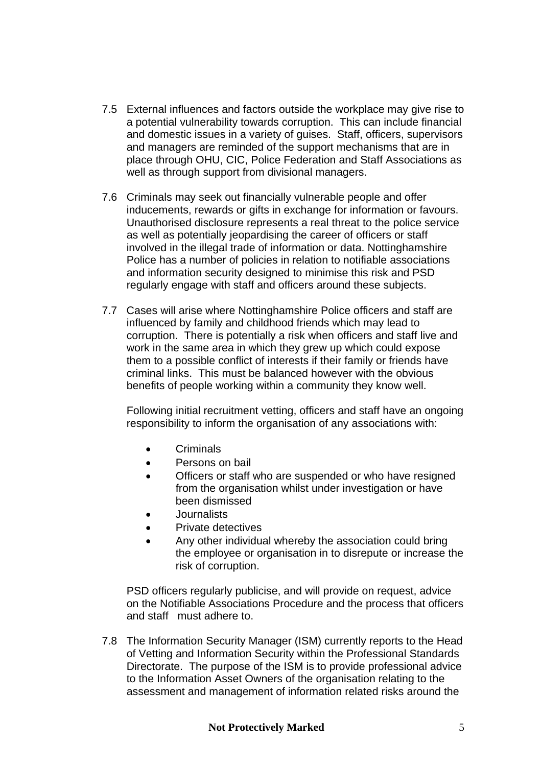7.5 External influences and factors outside the workplace may give rise to a potential vulnerability towards corruption. This can include financial and domestic issues in a variety of guises. Staff, officers, supervisors and managers are reminded of the support mechanisms that are in place through OHU, CIC, Police Federation and Staff Associations as well as through support from divisional managers.

7.6 Criminals may seek out financially vulnerable people and offer inducements, rewards or gifts in exchange for information or favours. Unauthorised disclosure represents a real threat to the police service as well as potentially jeopardising the career of officers or staff involved in the illegal trade of information or data. Nottinghamshire Police has a number of policies in relation to notifiable associations and information security designed to minimise this risk and PSD regularly engage with staff and officers around these subjects.

7.7 Cases will arise where Nottinghamshire Police officers and staff are influenced by family and childhood friends which may lead to corruption. There is potentially a risk when officers and staff live and work in the same area in which they grew up which could expose them to a possible conflict of interests if their family or friends have criminal links. This must be balanced however with the obvious benefits of people working within a community they know well.

Following initial recruitment vetting, officers and staff have an ongoing responsibility to inform the organisation of any associations with:

- Criminals
- Persons on bail
- Officers or staff who are suspended or who have resigned from the organisation whilst under investigation or have been dismissed
- Journalists
- Private detectives
- Any other individual whereby the association could bring the employee or organisation in to disrepute or increase the risk of corruption.

PSD officers regularly publicise, and will provide on request, advice on the Notifiable Associations Procedure and the process that officers and staff must adhere to.

7.8 The Information Security Manager (ISM) currently reports to the Head of Vetting and Information Security within the Professional Standards Directorate. The purpose of the ISM is to provide professional advice to the Information Asset Owners of the organisation relating to the assessment and management of information related risks around the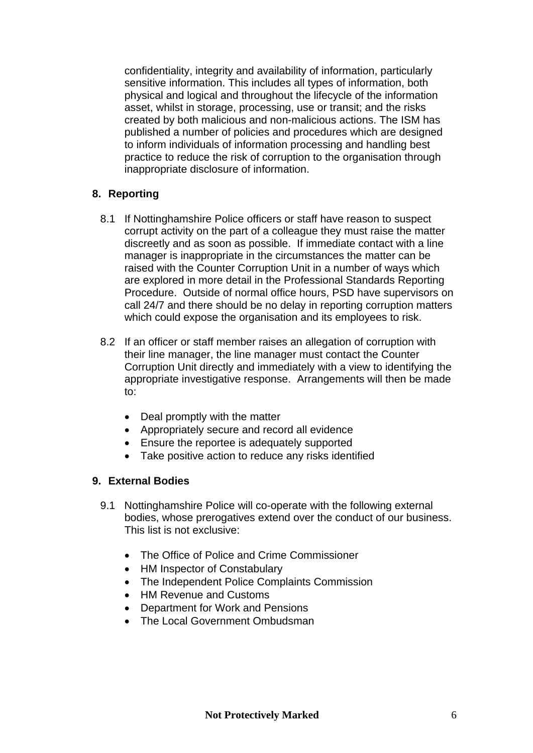confidentiality, integrity and availability of information, particularly sensitive information. This includes all types of information, both physical and logical and throughout the lifecycle of the information asset, whilst in storage, processing, use or transit; and the risks created by both malicious and non-malicious actions. The ISM has published a number of policies and procedures which are designed to inform individuals of information processing and handling best practice to reduce the risk of corruption to the organisation through inappropriate disclosure of information.

## 8. Reporting

8.1 If Nottinghamshire Police officers or staff have reason to suspect corrupt activity on the part of a colleague they must raise the matter discreetly and as soon as possible. If immediate contact with a line manager is inappropriate in the circumstances the matter can be raised with the Counter Corruption Unit in a number of ways which are explored in more detail in the Professional Standards Reporting Procedure. Outside of normal office hours, PSD have supervisors on call 24/7 and there should be no delay in reporting corruption matters which could expose the organisation and its employees to risk.

8.2 If an officer or staff member raises an allegation of corruption with their line manager, the line manager must contact the Counter Corruption Unit directly and immediately with a view to identifying the appropriate investigative response. Arrangements will then be made to:

- Deal promptly with the matter
- Appropriately secure and record all evidence
- Ensure the reportee is adequately supported
- Take positive action to reduce any risks identified

## 9. External Bodies

9.1 Nottinghamshire Police will co-operate with the following external bodies, whose prerogatives extend over the conduct of our business. This list is not exclusive:

- The Office of Police and Crime Commissioner
- HM Inspector of Constabulary
- The Independent Police Complaints Commission
- HM Revenue and Customs
- Department for Work and Pensions
- The Local Government Ombudsman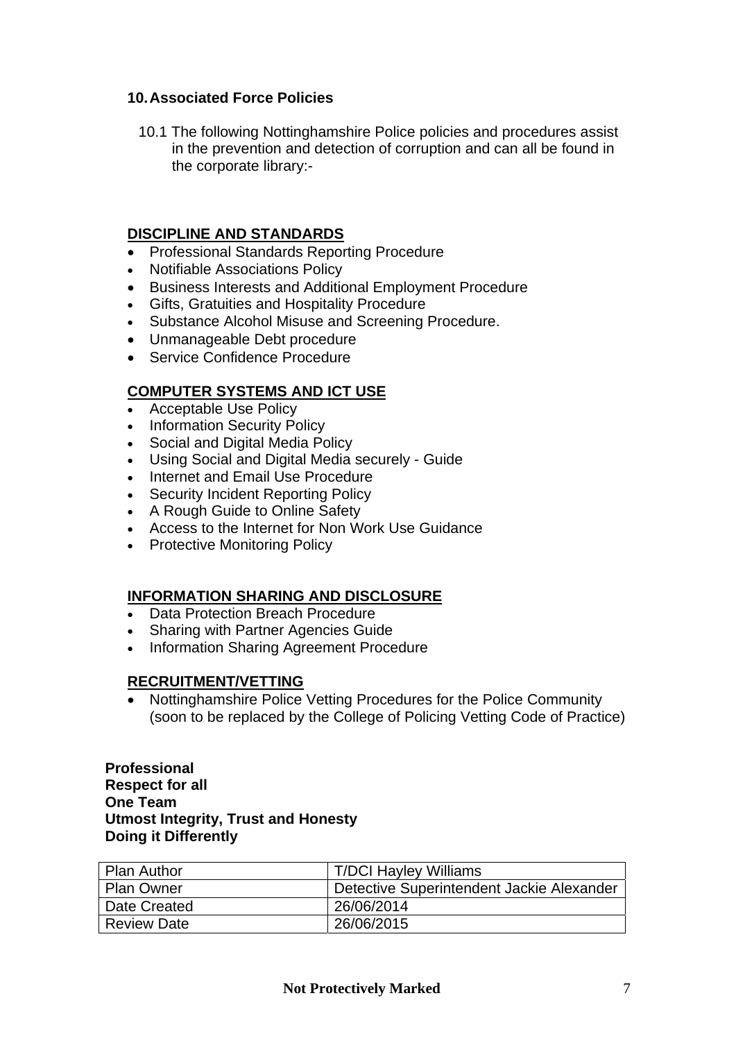## 10. Associated Force Policies

10.1 The following Nottinghamshire Police policies and procedures assist in the prevention and detection of corruption and can all be found in the corporate library:-

**DISCIPLINE AND STANDARDS**

- Professional Standards Reporting Procedure
- Notifiable Associations Policy
- Business Interests and Additional Employment Procedure
- Gifts, Gratuities and Hospitality Procedure
- Substance Alcohol Misuse and Screening Procedure.
- Unmanageable Debt procedure
- Service Confidence Procedure

**COMPUTER SYSTEMS AND ICT USE**

- Acceptable Use Policy
- Information Security Policy
- Social and Digital Media Policy
- Using Social and Digital Media securely - Guide
- Internet and Email Use Procedure
- Security Incident Reporting Policy
- A Rough Guide to Online Safety
- Access to the Internet for Non Work Use Guidance
- Protective Monitoring Policy

**INFORMATION SHARING AND DISCLOSURE**

- Data Protection Breach Procedure
- Sharing with Partner Agencies Guide
- Information Sharing Agreement Procedure

**RECRUITMENT/VETTING**

- Nottinghamshire Police Vetting Procedures for the Police Community (soon to be replaced by the College of Policing Vetting Code of Practice)

**Professional**
**Respect for all**
**One Team**
**Utmost Integrity, Trust and Honesty**
**Doing it Differently**

| | |
|---|---|
| Plan Author | T/DCI Hayley Williams |
| Plan Owner | Detective Superintendent Jackie Alexander |
| Date Created | 26/06/2014 |
| Review Date | 26/06/2015 |

**Not Protectively Marked**